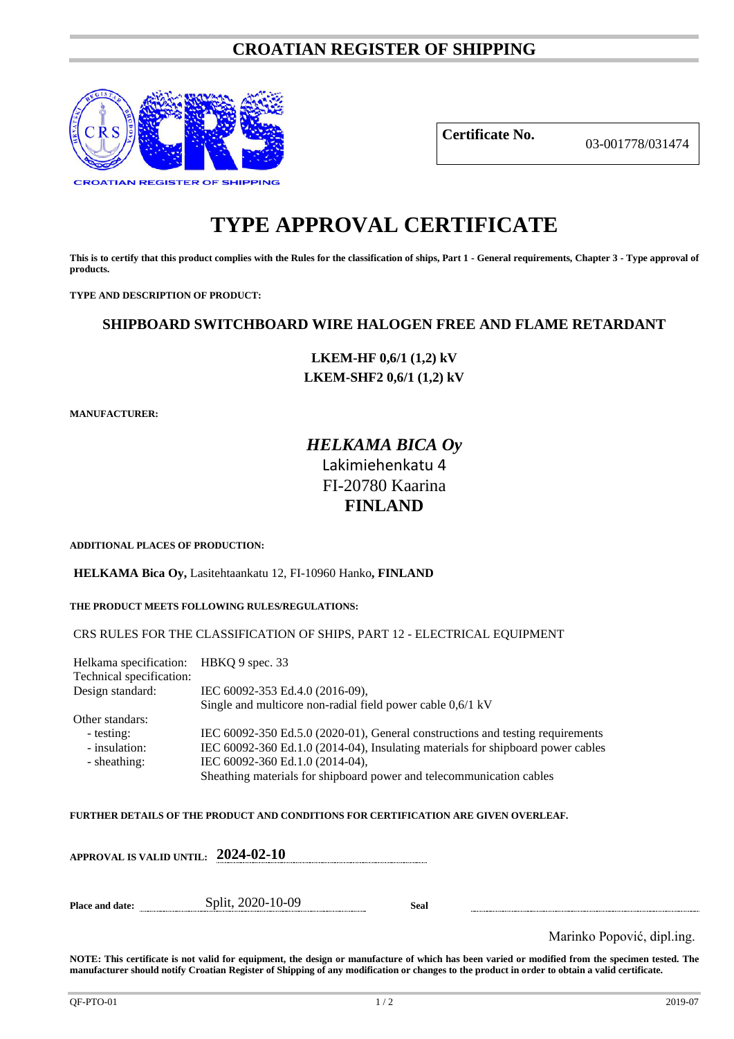# CROATIAN REGISTER OF SHIPPING

CROATIAN REGISTER OF SHIPPING

| **Certificate No.** | 03-001778/031474 |
|---|---|

# TYPE APPROVAL CERTIFICATE

**This is to certify that this product complies with the Rules for the classification of ships, Part 1 - General requirements, Chapter 3 - Type approval of products.**

**TYPE AND DESCRIPTION OF PRODUCT:**

**SHIPBOARD SWITCHBOARD WIRE HALOGEN FREE AND FLAME RETARDANT**

**LKEM-HF 0,6/1 (1,2) kV**
**LKEM-SHF2 0,6/1 (1,2) kV**

**MANUFACTURER:**

***HELKAMA BICA Oy***
Lakimiehenkatu 4
FI-20780 Kaarina
**FINLAND**

**ADDITIONAL PLACES OF PRODUCTION:**

**HELKAMA Bica Oy,** Lasitehtaankatu 12, FI-10960 Hanko**, FINLAND**

**THE PRODUCT MEETS FOLLOWING RULES/REGULATIONS:**

CRS RULES FOR THE CLASSIFICATION OF SHIPS, PART 12 - ELECTRICAL EQUIPMENT

| | |
|---|---|
| Helkama specification: | HBKQ 9 spec. 33 |
| Technical specification: | |
| Design standard: | IEC 60092-353 Ed.4.0 (2016-09), Single and multicore non-radial field power cable 0,6/1 kV |
| Other standars: | |
| - testing: | IEC 60092-350 Ed.5.0 (2020-01), General constructions and testing requirements |
| - insulation: | IEC 60092-360 Ed.1.0 (2014-04), Insulating materials for shipboard power cables |
| - sheathing: | IEC 60092-360 Ed.1.0 (2014-04), Sheathing materials for shipboard power and telecommunication cables |

**FURTHER DETAILS OF THE PRODUCT AND CONDITIONS FOR CERTIFICATION ARE GIVEN OVERLEAF.**

**APPROVAL IS VALID UNTIL:** **2024-02-10**

**Place and date:** Split, 2020-10-09 **Seal**

Marinko Popović, dipl.ing.

**NOTE: This certificate is not valid for equipment, the design or manufacture of which has been varied or modified from the specimen tested. The manufacturer should notify Croatian Register of Shipping of any modification or changes to the product in order to obtain a valid certificate.**

QF-PTO-01 2019-07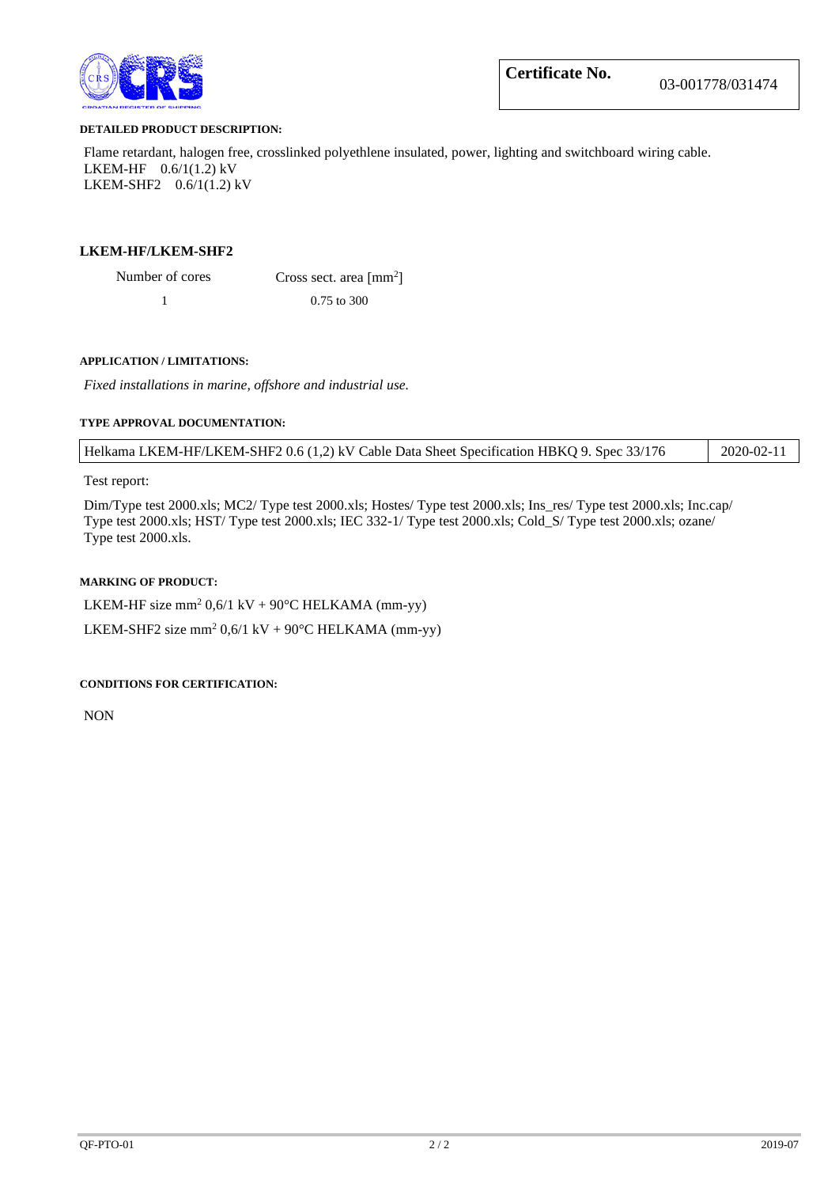**Certificate No.** 03-001778/031474

**DETAILED PRODUCT DESCRIPTION:**

Flame retardant, halogen free, crosslinked polyethlene insulated, power, lighting and switchboard wiring cable.
LKEM-HF 0.6/1(1.2) kV
LKEM-SHF2 0.6/1(1.2) kV

**LKEM-HF/LKEM-SHF2**

| Number of cores | Cross sect. area [$mm^2$] |
| --- | --- |
| 1 | 0.75 to 300 |

**APPLICATION / LIMITATIONS:**

*Fixed installations in marine, offshore and industrial use.*

**TYPE APPROVAL DOCUMENTATION:**

| | |
| --- | --- |
| Helkama LKEM-HF/LKEM-SHF2 0.6 (1,2) kV Cable Data Sheet Specification HBKQ 9. Spec 33/176 | 2020-02-11 |

Test report:

Dim/Type test 2000.xls; MC2/ Type test 2000.xls; Hostes/ Type test 2000.xls; Ins_res/ Type test 2000.xls; Inc.cap/ Type test 2000.xls; HST/ Type test 2000.xls; IEC 332-1/ Type test 2000.xls; Cold_S/ Type test 2000.xls; ozane/ Type test 2000.xls.

**MARKING OF PRODUCT:**

LKEM-HF size $mm^2$ 0,6/1 kV + 90°C HELKAMA (mm-yy)

LKEM-SHF2 size $mm^2$ 0,6/1 kV + 90°C HELKAMA (mm-yy)

**CONDITIONS FOR CERTIFICATION:**

NON